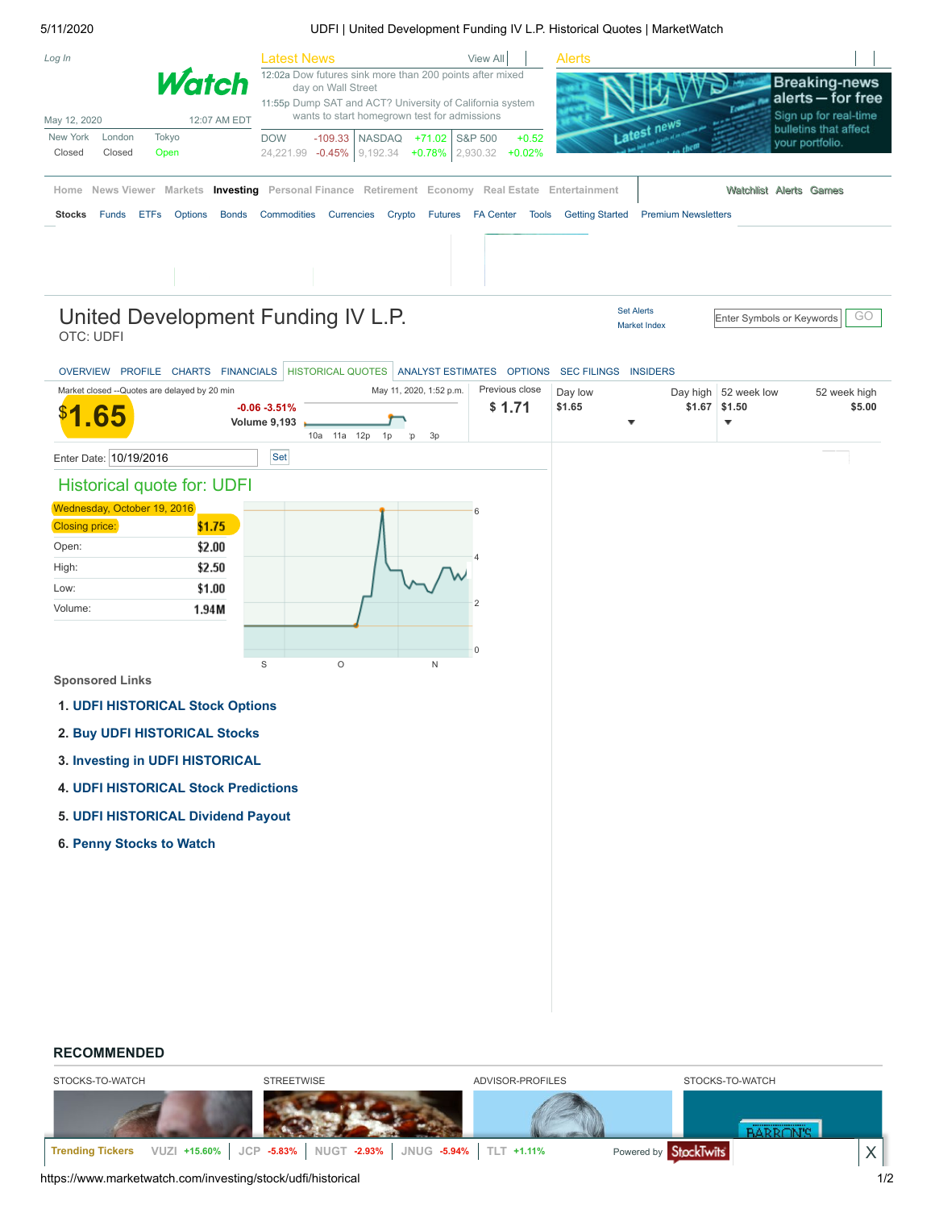Log In

Watch

May 12, 2020 12:07 AM EDT

| New York | London | Tokyo |
|---|---|---|
| Closed | Closed | Open |

Latest News View All

12:02a Dow futures sink more than 200 points after mixed day on Wall Street

11:55p Dump SAT and ACT? University of California system wants to start homegrown test for admissions

| DOW | -109.33 | NASDAQ | +71.02 | S&P 500 | +0.52 |
|---|---|---|---|---|---|
| 24,221.99 | -0.45% | 9,192.34 | +0.78% | 2,930.32 | +0.02% |

Alerts

Breaking-news alerts — for free
Sign up for real-time bulletins that affect your portfolio.

Home News Viewer Markets **Investing** Personal Finance Retirement Economy Real Estate Entertainment Watchlist Alerts Games

**Stocks** Funds ETFs Options Bonds Commodities Currencies Crypto Futures FA Center Tools Getting Started Premium Newsletters

# United Development Funding IV L.P.

OTC: UDFI

Set Alerts
Market Index

Enter Symbols or Keywords GO

OVERVIEW PROFILE CHARTS FINANCIALS HISTORICAL QUOTES ANALYST ESTIMATES OPTIONS SEC FILINGS INSIDERS

Market closed --Quotes are delayed by 20 min May 11, 2020, 1:52 p.m.

**$1.65** -0.06 -3.51%
Volume 9,193

| Previous close | Day low | Day high | 52 week low | 52 week high |
|---|---|---|---|---|
| $ 1.71 | $1.65 | $1.67 | $1.50 | $5.00 |

Enter Date: 10/19/2016 Set

## Historical quote for: UDFI

| Wednesday, October 19, 2016 | |
|---|---|
| Closing price: | $1.75 |
| Open: | $2.00 |
| High: | $2.50 |
| Low: | $1.00 |
| Volume: | 1.94M |

**Sponsored Links**

1. **UDFI HISTORICAL Stock Options**
2. **Buy UDFI HISTORICAL Stocks**
3. **Investing in UDFI HISTORICAL**
4. **UDFI HISTORICAL Stock Predictions**
5. **UDFI HISTORICAL Dividend Payout**
6. **Penny Stocks to Watch**

**RECOMMENDED**

STOCKS-TO-WATCH STREETWISE ADVISOR-PROFILES STOCKS-TO-WATCH

Trending Tickers VUZI +15.60% JCP -5.83% NUGT -2.93% JNUG -5.94% TLT +1.11% Powered by StockTwits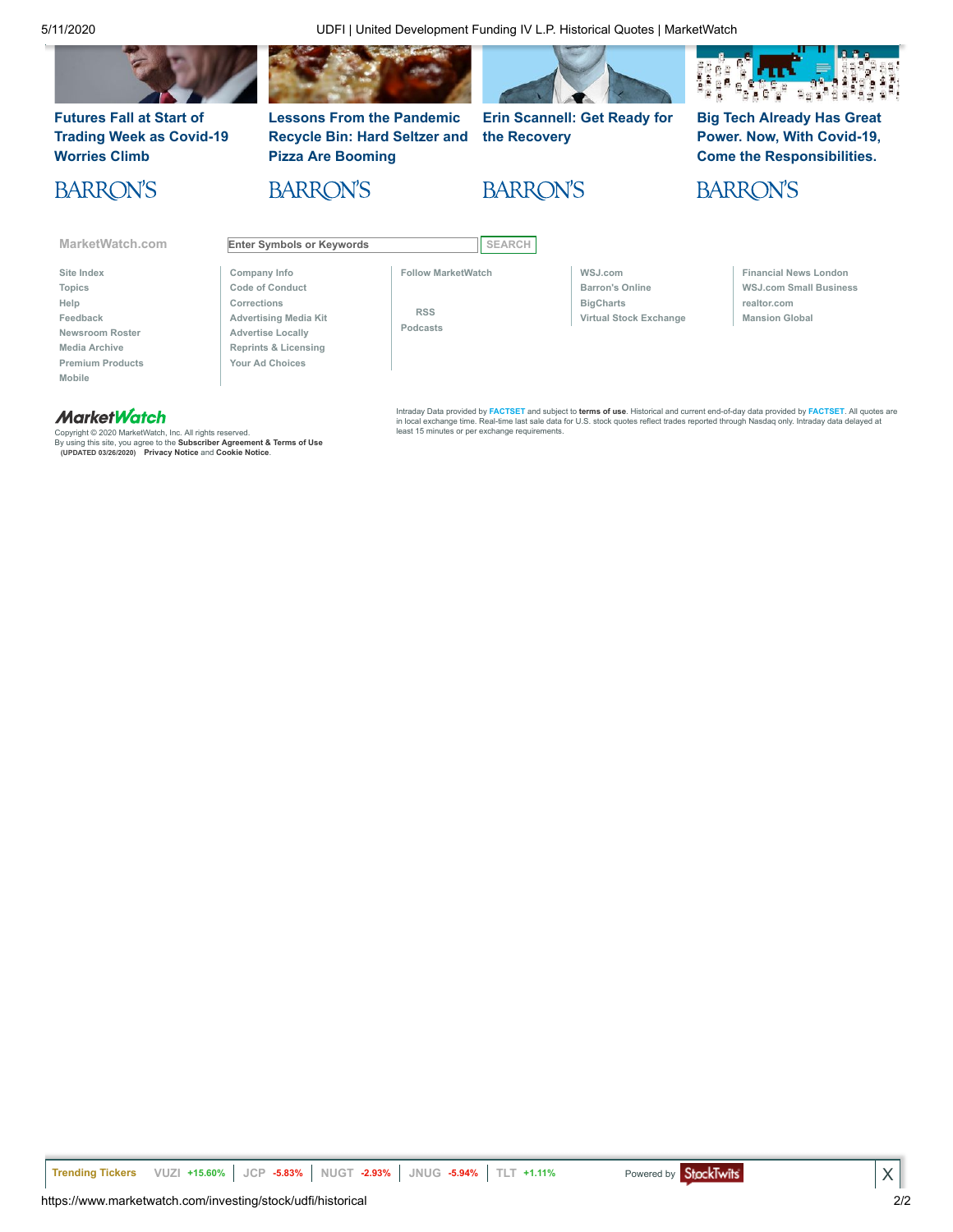**Futures Fall at Start of Trading Week as Covid-19 Worries Climb**

BARRON'S

**Lessons From the Pandemic Recycle Bin: Hard Seltzer and Pizza Are Booming**

BARRON'S

**Erin Scannell: Get Ready for the Recovery**

BARRON'S

**Big Tech Already Has Great Power. Now, With Covid-19, Come the Responsibilities.**

BARRON'S

MarketWatch.com

Enter Symbols or Keywords SEARCH

- Site Index
- Topics
- Help
- Feedback
- Newsroom Roster
- Media Archive
- Premium Products
- Mobile

- Company Info
- Code of Conduct
- Corrections
- Advertising Media Kit
- Advertise Locally
- Reprints & Licensing
- Your Ad Choices

- Follow MarketWatch
- RSS
- Podcasts

- WSJ.com
- Barron's Online
- BigCharts
- Virtual Stock Exchange

- Financial News London
- WSJ.com Small Business
- realtor.com
- Mansion Global

MarketWatch

Copyright © 2020 MarketWatch, Inc. All rights reserved.
By using this site, you agree to the **Subscriber Agreement & Terms of Use** **(UPDATED 03/26/2020)** **Privacy Notice** and **Cookie Notice**.

Intraday Data provided by **FACTSET** and subject to **terms of use**. Historical and current end-of-day data provided by **FACTSET**. All quotes are in local exchange time. Real-time last sale data for U.S. stock quotes reflect trades reported through Nasdaq only. Intraday data delayed at least 15 minutes or per exchange requirements.

Trending Tickers VUZI +15.60% | JCP -5.83% | NUGT -2.93% | JNUG -5.94% | TLT +1.11% Powered by StockTwits